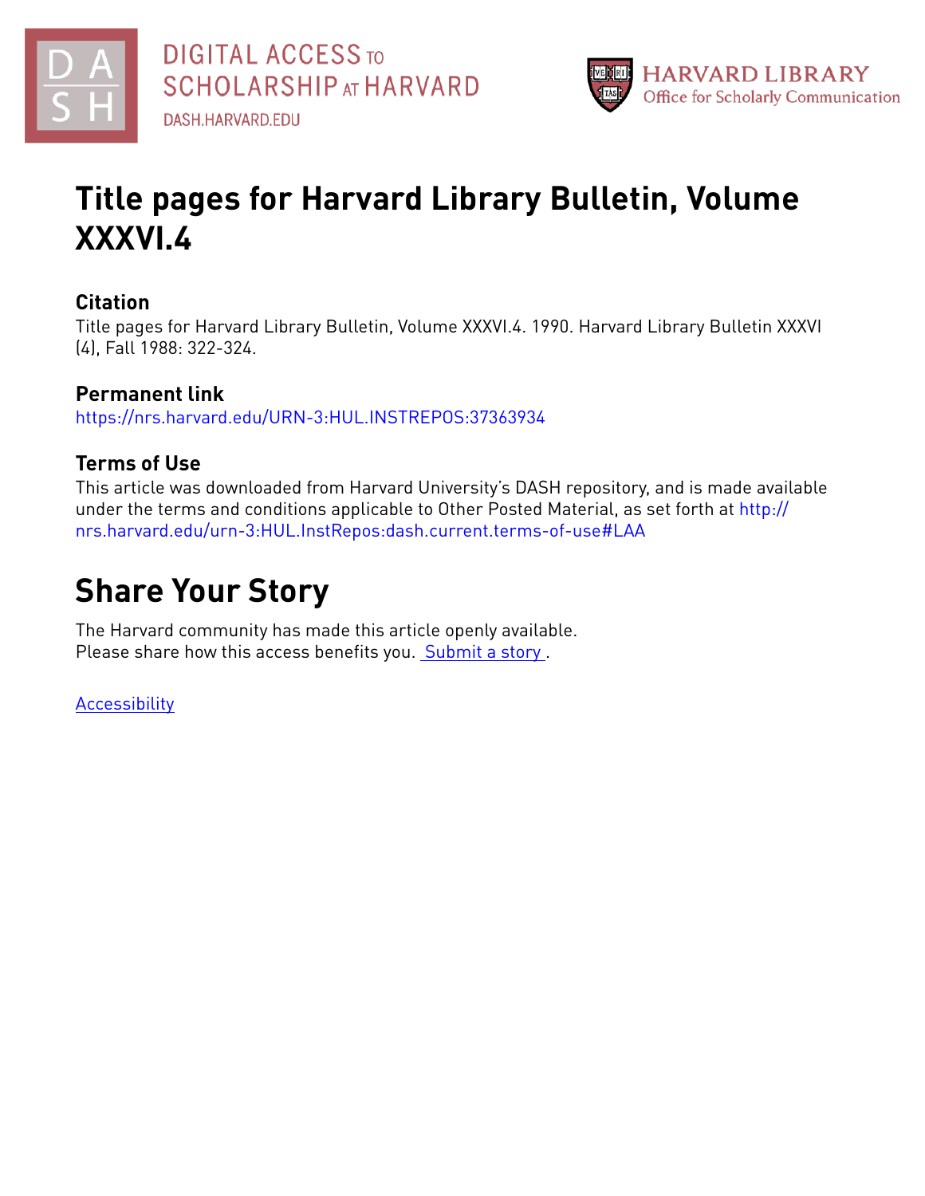DIGITAL ACCESS TO SCHOLARSHIP AT HARVARD
DASH.HARVARD.EDU

HARVARD LIBRARY
Office for Scholarly Communication

# Title pages for Harvard Library Bulletin, Volume XXXVI.4

## Citation

Title pages for Harvard Library Bulletin, Volume XXXVI.4. 1990. Harvard Library Bulletin XXXVI (4), Fall 1988: 322-324.

## Permanent link

https://nrs.harvard.edu/URN-3:HUL.INSTREPOS:37363934

## Terms of Use

This article was downloaded from Harvard University's DASH repository, and is made available under the terms and conditions applicable to Other Posted Material, as set forth at http://nrs.harvard.edu/urn-3:HUL.InstRepos:dash.current.terms-of-use#LAA

# Share Your Story

The Harvard community has made this article openly available.
Please share how this access benefits you. Submit a story .

Accessibility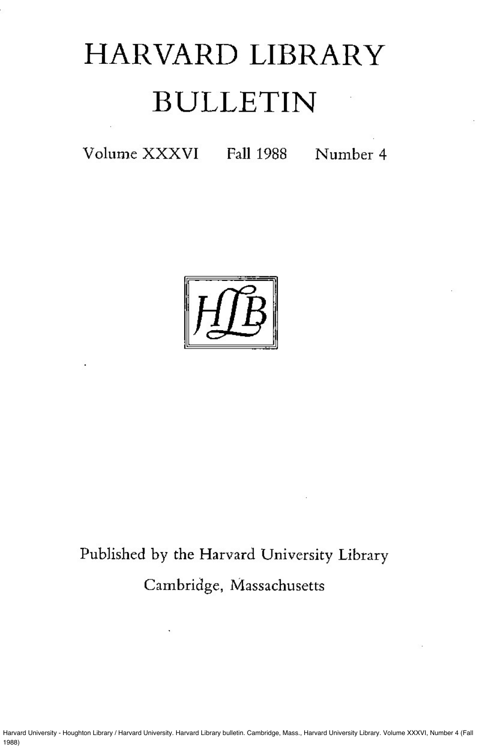# HARVARD LIBRARY BULLETIN

Volume XXXVI Fall 1988 Number 4

HLB

Published by the Harvard University Library

Cambridge, Massachusetts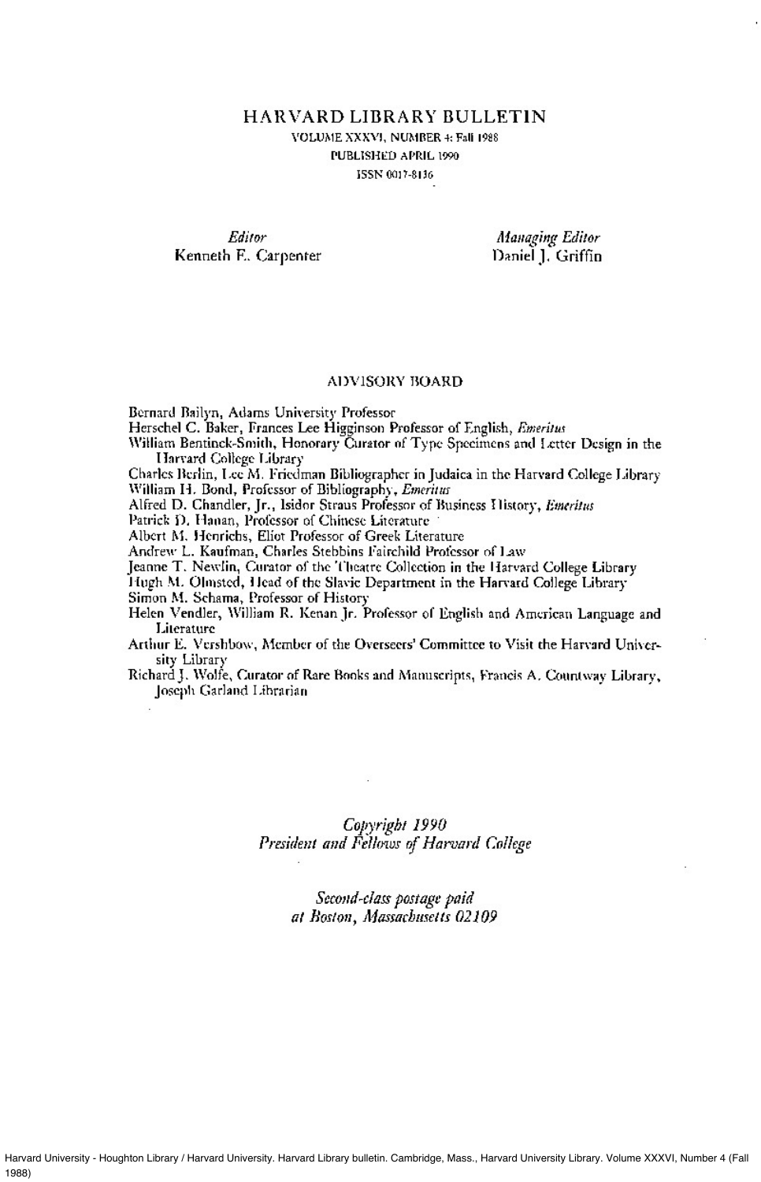# HARVARD LIBRARY BULLETIN

VOLUME XXXVI, NUMBER 4: Fall 1988
PUBLISHED APRIL 1990
ISSN 0017-8136

*Editor*
Kenneth E. Carpenter

*Managing Editor*
Daniel J. Griffin

## ADVISORY BOARD

Bernard Bailyn, Adams University Professor
Herschel C. Baker, Frances Lee Higginson Professor of English, *Emeritus*
William Bentinck-Smith, Honorary Curator of Type Specimens and Letter Design in the Harvard College Library
Charles Berlin, Lee M. Friedman Bibliographer in Judaica in the Harvard College Library
William H. Bond, Professor of Bibliography, *Emeritus*
Alfred D. Chandler, Jr., Isidor Straus Professor of Business History, *Emeritus*
Patrick D. Hanan, Professor of Chinese Literature
Albert M. Henrichs, Eliot Professor of Greek Literature
Andrew L. Kaufman, Charles Stebbins Fairchild Professor of Law
Jeanne T. Newlin, Curator of the Theatre Collection in the Harvard College Library
Hugh M. Olmsted, Head of the Slavic Department in the Harvard College Library
Simon M. Schama, Professor of History
Helen Vendler, William R. Kenan Jr. Professor of English and American Language and Literature
Arthur E. Vershbow, Member of the Overseers' Committee to Visit the Harvard University Library
Richard J. Wolfe, Curator of Rare Books and Manuscripts, Francis A. Countway Library, Joseph Garland Librarian

*Copyright 1990*
*President and Fellows of Harvard College*

*Second-class postage paid*
*at Boston, Massachusetts 02109*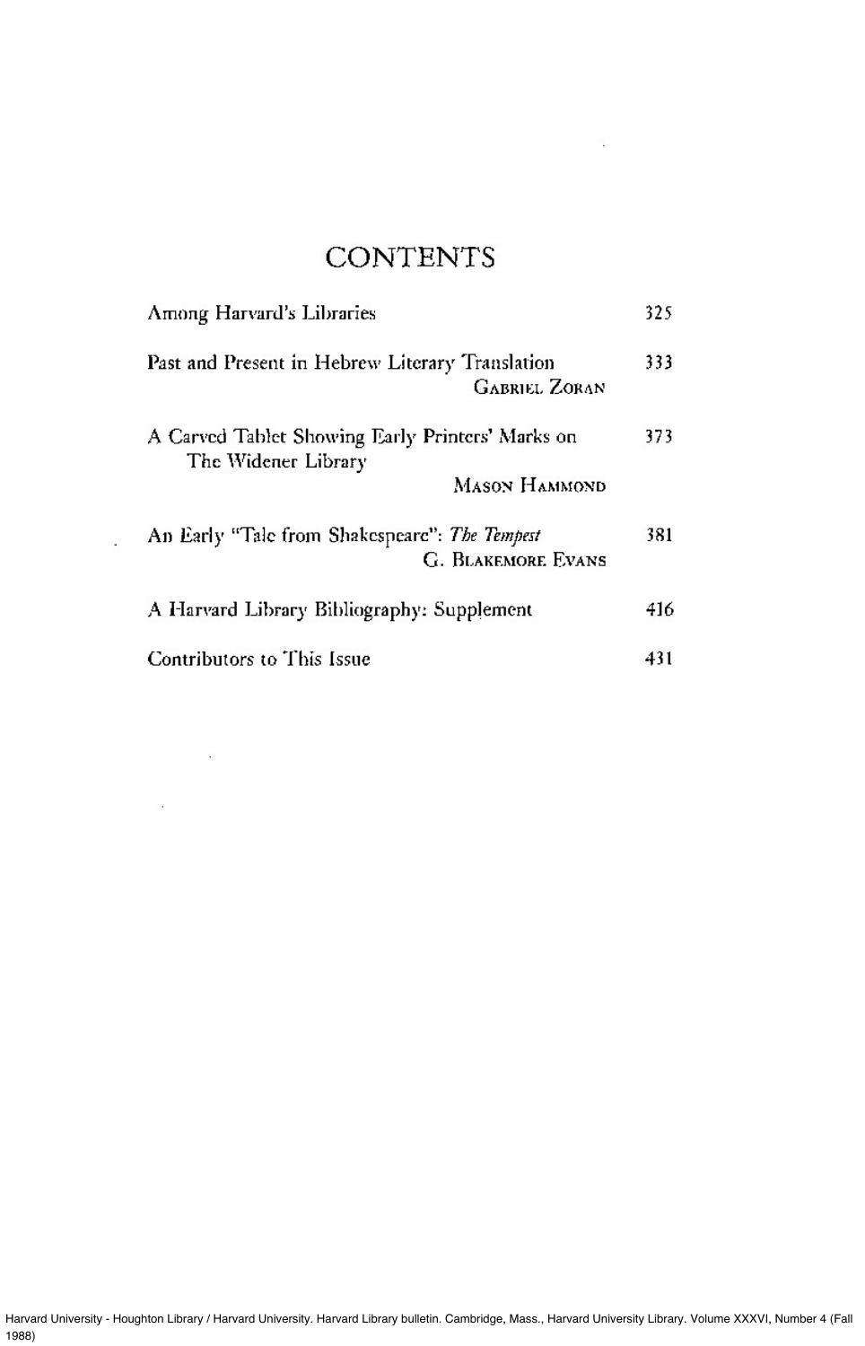# CONTENTS

| | |
|---|---|
| Among Harvard's Libraries | 325 |
| Past and Present in Hebrew Literary Translation<br>GABRIEL ZORAN | 333 |
| A Carved Tablet Showing Early Printers' Marks on The Widener Library<br>MASON HAMMOND | 373 |
| An Early "Tale from Shakespeare": *The Tempest*<br>G. BLAKEMORE EVANS | 381 |
| A Harvard Library Bibliography: Supplement | 416 |
| Contributors to This Issue | 431 |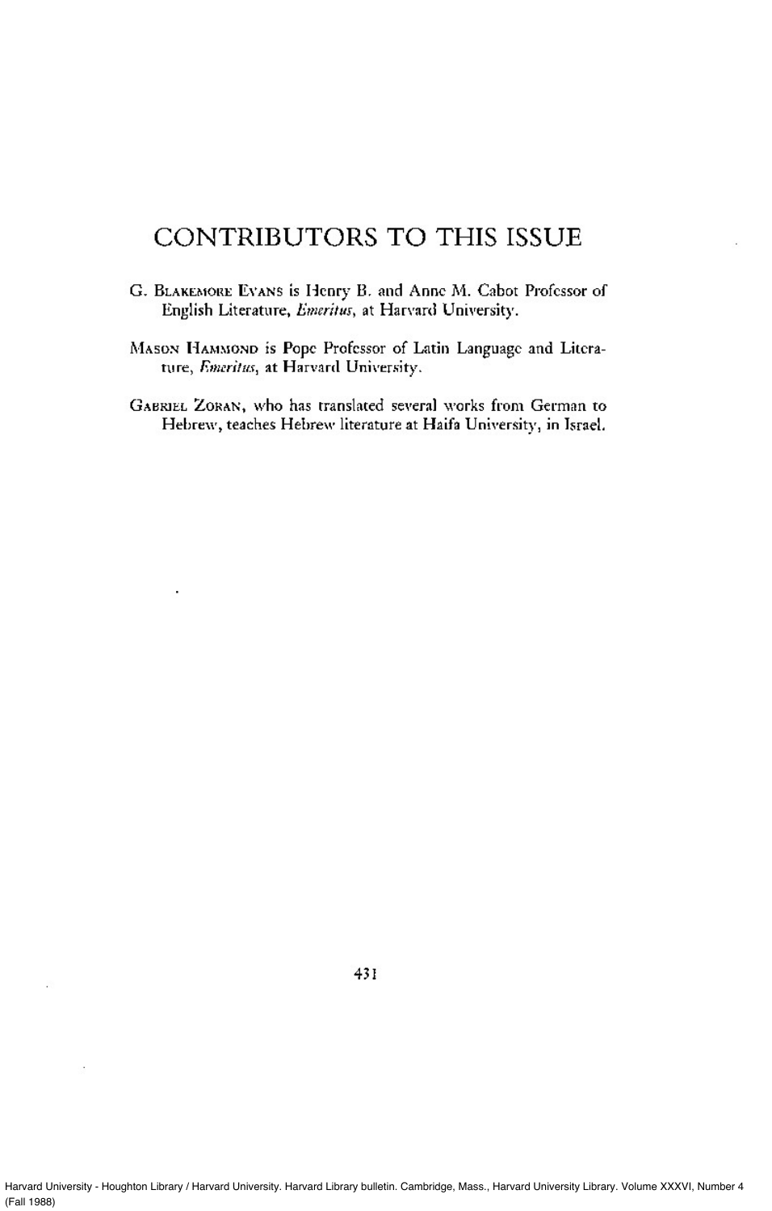# CONTRIBUTORS TO THIS ISSUE

G. Blakemore Evans is Henry B. and Anne M. Cabot Professor of English Literature, *Emeritus*, at Harvard University.

Mason Hammond is Pope Professor of Latin Language and Literature, *Emeritus*, at Harvard University.

Gabriel Zoran, who has translated several works from German to Hebrew, teaches Hebrew literature at Haifa University, in Israel.